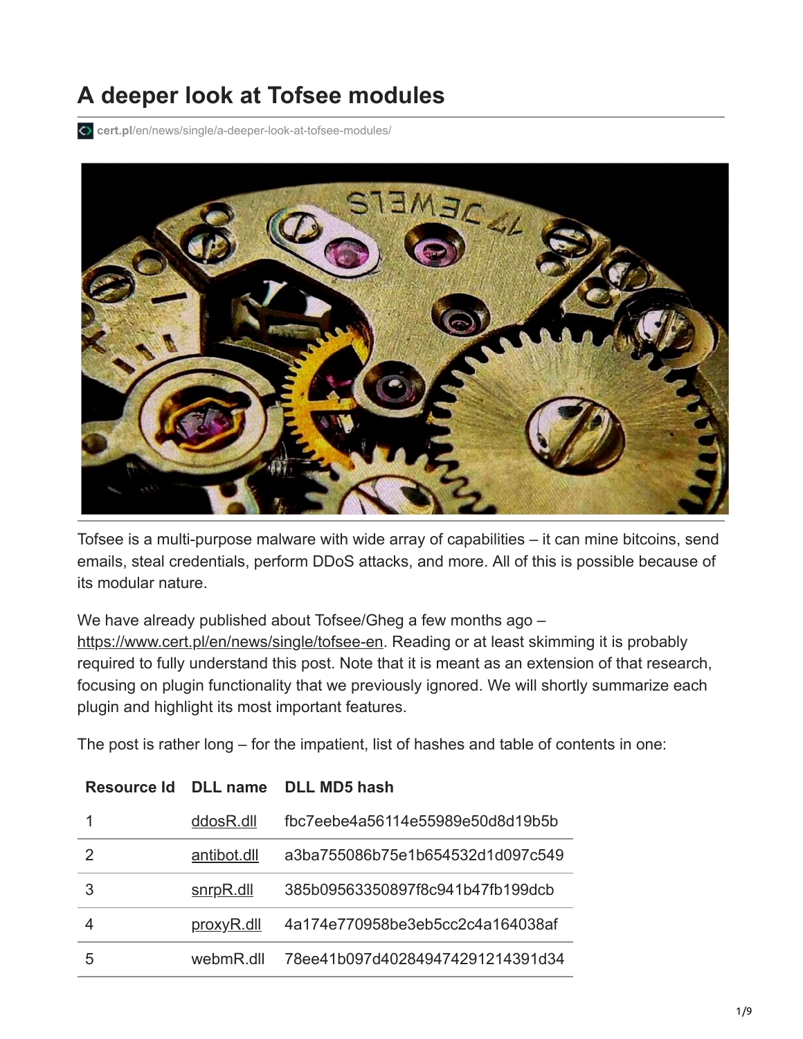# A deeper look at Tofsee modules

cert.pl/en/news/single/a-deeper-look-at-tofsee-modules/

Tofsee is a multi-purpose malware with wide array of capabilities – it can mine bitcoins, send emails, steal credentials, perform DDoS attacks, and more. All of this is possible because of its modular nature.

We have already published about Tofsee/Gheg a few months ago – https://www.cert.pl/en/news/single/tofsee-en. Reading or at least skimming it is probably required to fully understand this post. Note that it is meant as an extension of that research, focusing on plugin functionality that we previously ignored. We will shortly summarize each plugin and highlight its most important features.

The post is rather long – for the impatient, list of hashes and table of contents in one:

| Resource Id | DLL name | DLL MD5 hash |
|---|---|---|
| 1 | ddosR.dll | fbc7eebe4a56114e55989e50d8d19b5b |
| 2 | antibot.dll | a3ba755086b75e1b654532d1d097c549 |
| 3 | snrpR.dll | 385b09563350897f8c941b47fb199dcb |
| 4 | proxyR.dll | 4a174e770958be3eb5cc2c4a164038af |
| 5 | webmR.dll | 78ee41b097d402849474291214391d34 |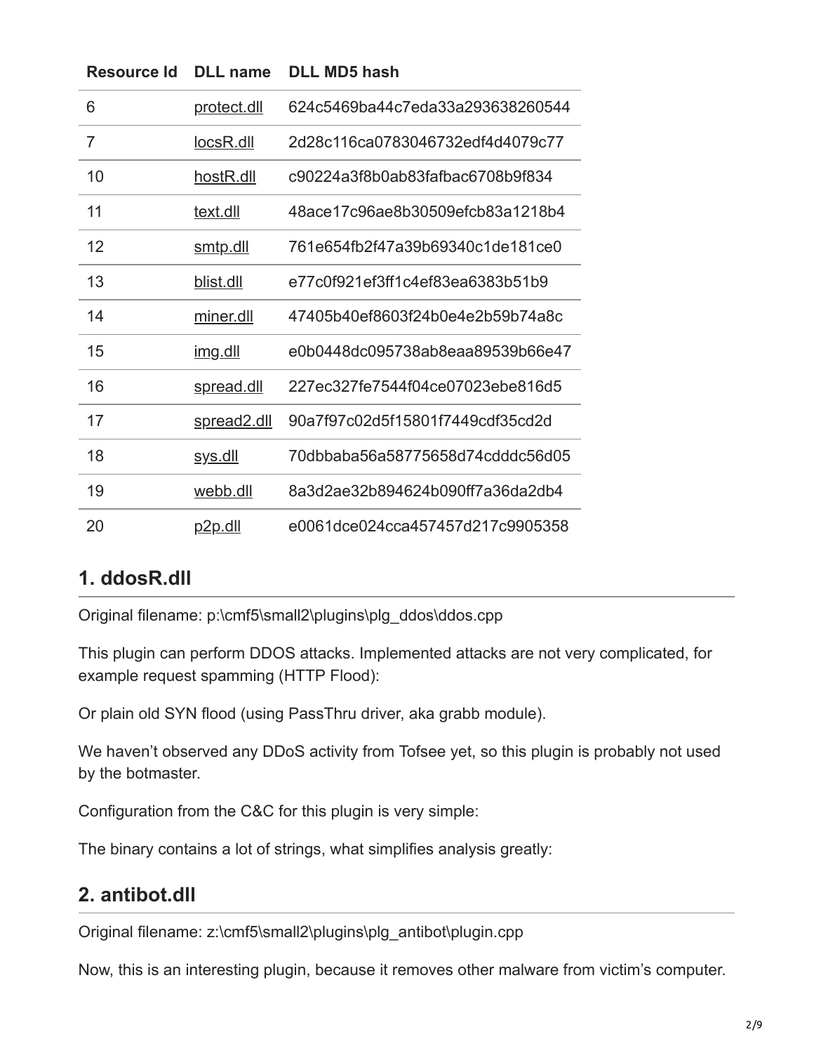| Resource Id | DLL name | DLL MD5 hash |
|---|---|---|
| 6 | protect.dll | 624c5469ba44c7eda33a293638260544 |
| 7 | locsR.dll | 2d28c116ca0783046732edf4d4079c77 |
| 10 | hostR.dll | c90224a3f8b0ab83fafbac6708b9f834 |
| 11 | text.dll | 48ace17c96ae8b30509efcb83a1218b4 |
| 12 | smtp.dll | 761e654fb2f47a39b69340c1de181ce0 |
| 13 | blist.dll | e77c0f921ef3ff1c4ef83ea6383b51b9 |
| 14 | miner.dll | 47405b40ef8603f24b0e4e2b59b74a8c |
| 15 | img.dll | e0b0448dc095738ab8eaa89539b66e47 |
| 16 | spread.dll | 227ec327fe7544f04ce07023ebe816d5 |
| 17 | spread2.dll | 90a7f97c02d5f15801f7449cdf35cd2d |
| 18 | sys.dll | 70dbbaba56a58775658d74cdddc56d05 |
| 19 | webb.dll | 8a3d2ae32b894624b090ff7a36da2db4 |
| 20 | p2p.dll | e0061dce024cca457457d217c9905358 |

## 1. ddosR.dll

Original filename: p:\cmf5\small2\plugins\plg_ddos\ddos.cpp

This plugin can perform DDOS attacks. Implemented attacks are not very complicated, for example request spamming (HTTP Flood):

Or plain old SYN flood (using PassThru driver, aka grabb module).

We haven't observed any DDoS activity from Tofsee yet, so this plugin is probably not used by the botmaster.

Configuration from the C&C for this plugin is very simple:

The binary contains a lot of strings, what simplifies analysis greatly:

## 2. antibot.dll

Original filename: z:\cmf5\small2\plugins\plg_antibot\plugin.cpp

Now, this is an interesting plugin, because it removes other malware from victim's computer.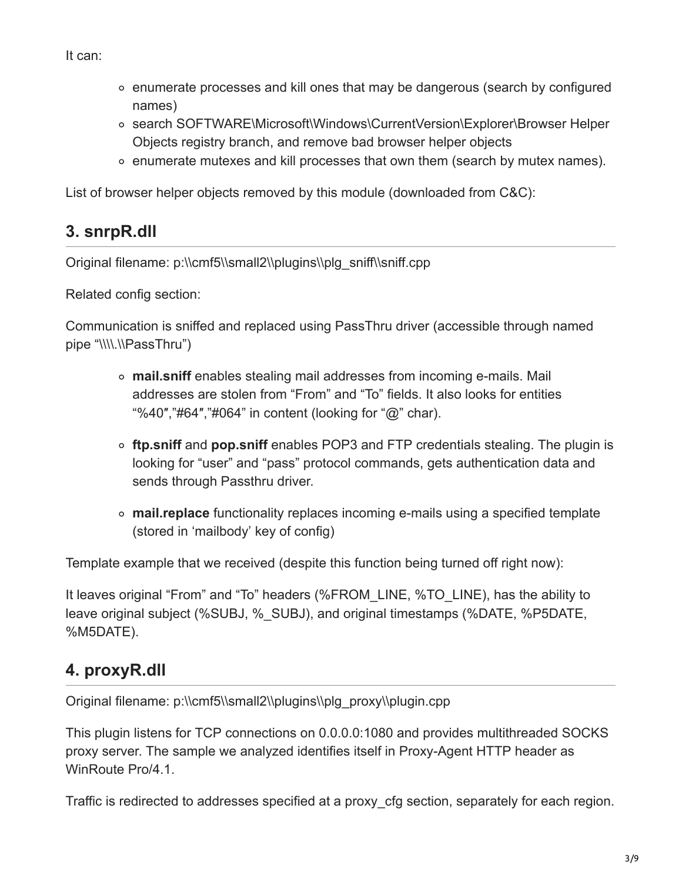It can:

- enumerate processes and kill ones that may be dangerous (search by configured names)
- search SOFTWARE\Microsoft\Windows\CurrentVersion\Explorer\Browser Helper Objects registry branch, and remove bad browser helper objects
- enumerate mutexes and kill processes that own them (search by mutex names).

List of browser helper objects removed by this module (downloaded from C&C):

## 3. snrpR.dll

Original filename: p:\\cmf5\\small2\\plugins\\plg_sniff\\sniff.cpp

Related config section:

Communication is sniffed and replaced using PassThru driver (accessible through named pipe "\\\\.\\PassThru")

- **mail.sniff** enables stealing mail addresses from incoming e-mails. Mail addresses are stolen from "From" and "To" fields. It also looks for entities "%40″,"#64″,"#064" in content (looking for "@" char).
- **ftp.sniff** and **pop.sniff** enables POP3 and FTP credentials stealing. The plugin is looking for "user" and "pass" protocol commands, gets authentication data and sends through Passthru driver.
- **mail.replace** functionality replaces incoming e-mails using a specified template (stored in 'mailbody' key of config)

Template example that we received (despite this function being turned off right now):

It leaves original "From" and "To" headers (%FROM_LINE, %TO_LINE), has the ability to leave original subject (%SUBJ, %_SUBJ), and original timestamps (%DATE, %P5DATE, %M5DATE).

## 4. proxyR.dll

Original filename: p:\\cmf5\\small2\\plugins\\plg_proxy\\plugin.cpp

This plugin listens for TCP connections on 0.0.0.0:1080 and provides multithreaded SOCKS proxy server. The sample we analyzed identifies itself in Proxy-Agent HTTP header as WinRoute Pro/4.1.

Traffic is redirected to addresses specified at a proxy_cfg section, separately for each region.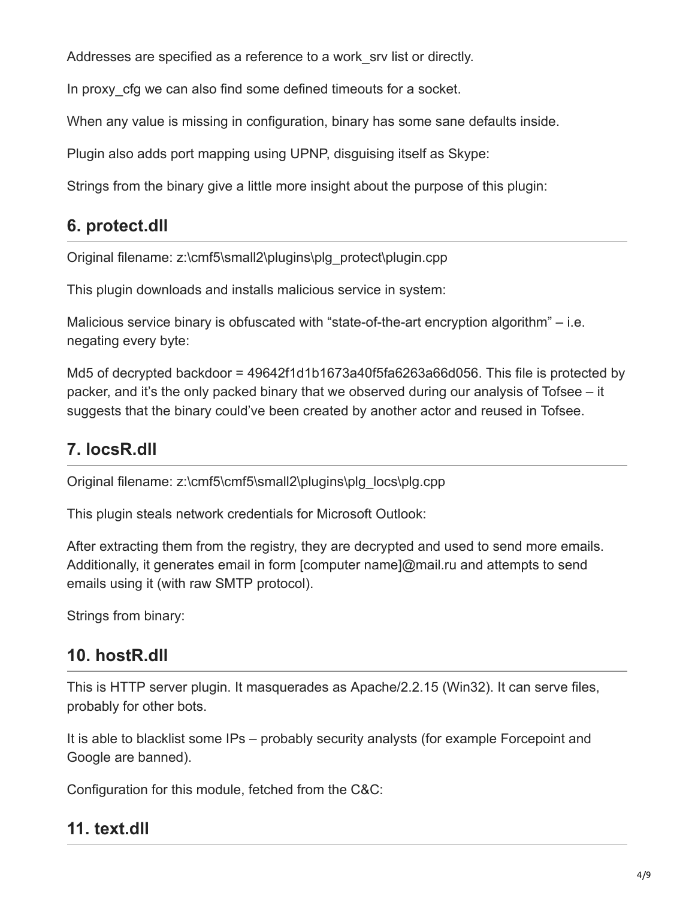Addresses are specified as a reference to a work_srv list or directly.

In proxy_cfg we can also find some defined timeouts for a socket.

When any value is missing in configuration, binary has some sane defaults inside.

Plugin also adds port mapping using UPNP, disguising itself as Skype:

Strings from the binary give a little more insight about the purpose of this plugin:

## 6. protect.dll

Original filename: z:\cmf5\small2\plugins\plg_protect\plugin.cpp

This plugin downloads and installs malicious service in system:

Malicious service binary is obfuscated with "state-of-the-art encryption algorithm" – i.e. negating every byte:

Md5 of decrypted backdoor = 49642f1d1b1673a40f5fa6263a66d056. This file is protected by packer, and it's the only packed binary that we observed during our analysis of Tofsee – it suggests that the binary could've been created by another actor and reused in Tofsee.

## 7. locsR.dll

Original filename: z:\cmf5\cmf5\small2\plugins\plg_locs\plg.cpp

This plugin steals network credentials for Microsoft Outlook:

After extracting them from the registry, they are decrypted and used to send more emails. Additionally, it generates email in form [computer name]@mail.ru and attempts to send emails using it (with raw SMTP protocol).

Strings from binary:

## 10. hostR.dll

This is HTTP server plugin. It masquerades as Apache/2.2.15 (Win32). It can serve files, probably for other bots.

It is able to blacklist some IPs – probably security analysts (for example Forcepoint and Google are banned).

Configuration for this module, fetched from the C&C:

## 11. text.dll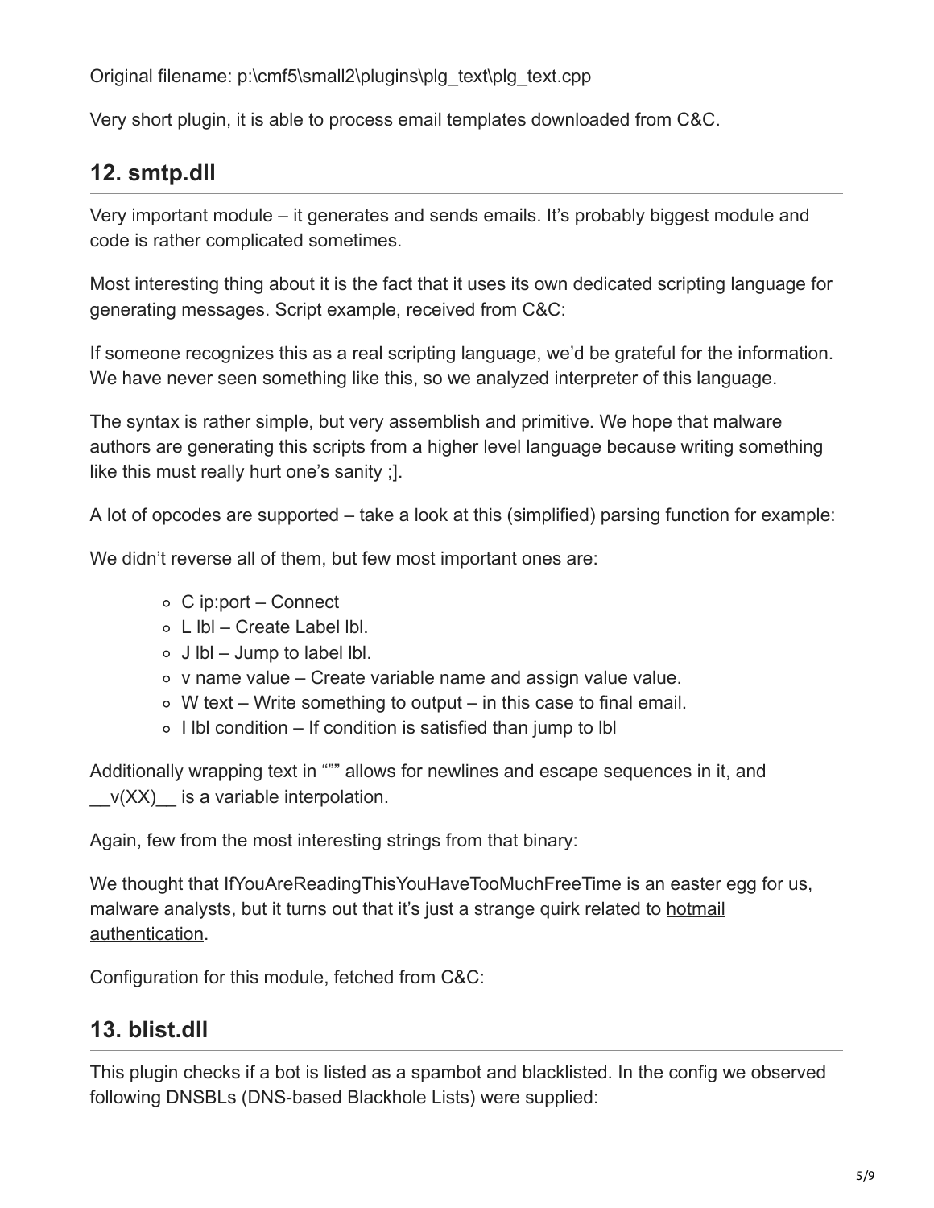Original filename: p:\cmf5\small2\plugins\plg_text\plg_text.cpp

Very short plugin, it is able to process email templates downloaded from C&C.

## 12. smtp.dll

Very important module – it generates and sends emails. It's probably biggest module and code is rather complicated sometimes.

Most interesting thing about it is the fact that it uses its own dedicated scripting language for generating messages. Script example, received from C&C:

If someone recognizes this as a real scripting language, we'd be grateful for the information. We have never seen something like this, so we analyzed interpreter of this language.

The syntax is rather simple, but very assemblish and primitive. We hope that malware authors are generating this scripts from a higher level language because writing something like this must really hurt one's sanity ;].

A lot of opcodes are supported – take a look at this (simplified) parsing function for example:

We didn't reverse all of them, but few most important ones are:

- C ip:port – Connect
- L lbl – Create Label lbl.
- J lbl – Jump to label lbl.
- v name value – Create variable name and assign value value.
- W text – Write something to output – in this case to final email.
- I lbl condition – If condition is satisfied than jump to lbl

Additionally wrapping text in """ allows for newlines and escape sequences in it, and __v(XX)__ is a variable interpolation.

Again, few from the most interesting strings from that binary:

We thought that IfYouAreReadingThisYouHaveTooMuchFreeTime is an easter egg for us, malware analysts, but it turns out that it's just a strange quirk related to hotmail authentication.

Configuration for this module, fetched from C&C:

## 13. blist.dll

This plugin checks if a bot is listed as a spambot and blacklisted. In the config we observed following DNSBLs (DNS-based Blackhole Lists) were supplied: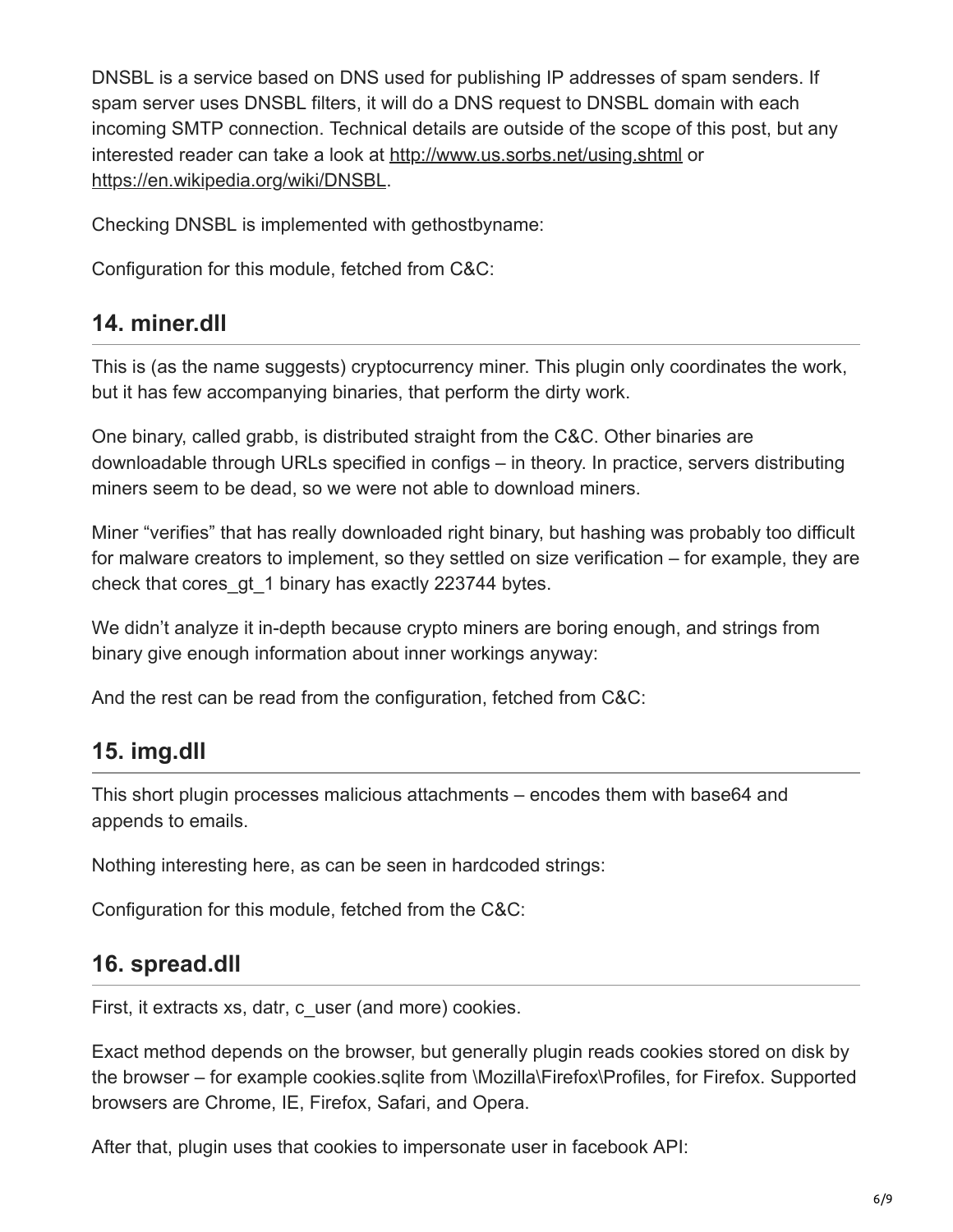DNSBL is a service based on DNS used for publishing IP addresses of spam senders. If spam server uses DNSBL filters, it will do a DNS request to DNSBL domain with each incoming SMTP connection. Technical details are outside of the scope of this post, but any interested reader can take a look at http://www.us.sorbs.net/using.shtml or https://en.wikipedia.org/wiki/DNSBL.

Checking DNSBL is implemented with gethostbyname:

Configuration for this module, fetched from C&C:

## 14. miner.dll

This is (as the name suggests) cryptocurrency miner. This plugin only coordinates the work, but it has few accompanying binaries, that perform the dirty work.

One binary, called grabb, is distributed straight from the C&C. Other binaries are downloadable through URLs specified in configs – in theory. In practice, servers distributing miners seem to be dead, so we were not able to download miners.

Miner "verifies" that has really downloaded right binary, but hashing was probably too difficult for malware creators to implement, so they settled on size verification – for example, they are check that cores_gt_1 binary has exactly 223744 bytes.

We didn't analyze it in-depth because crypto miners are boring enough, and strings from binary give enough information about inner workings anyway:

And the rest can be read from the configuration, fetched from C&C:

## 15. img.dll

This short plugin processes malicious attachments – encodes them with base64 and appends to emails.

Nothing interesting here, as can be seen in hardcoded strings:

Configuration for this module, fetched from the C&C:

## 16. spread.dll

First, it extracts xs, datr, c_user (and more) cookies.

Exact method depends on the browser, but generally plugin reads cookies stored on disk by the browser – for example cookies.sqlite from \Mozilla\Firefox\Profiles, for Firefox. Supported browsers are Chrome, IE, Firefox, Safari, and Opera.

After that, plugin uses that cookies to impersonate user in facebook API: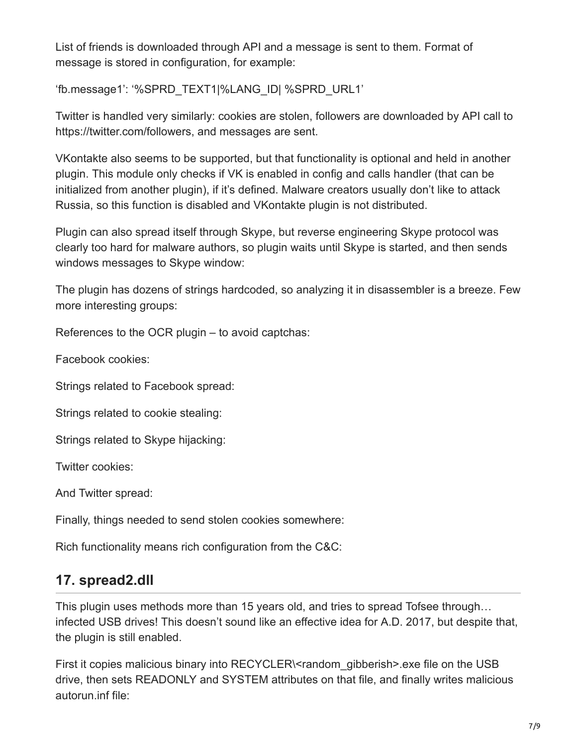List of friends is downloaded through API and a message is sent to them. Format of message is stored in configuration, for example:

'fb.message1': '%SPRD_TEXT1|%LANG_ID| %SPRD_URL1'

Twitter is handled very similarly: cookies are stolen, followers are downloaded by API call to https://twitter.com/followers, and messages are sent.

VKontakte also seems to be supported, but that functionality is optional and held in another plugin. This module only checks if VK is enabled in config and calls handler (that can be initialized from another plugin), if it's defined. Malware creators usually don't like to attack Russia, so this function is disabled and VKontakte plugin is not distributed.

Plugin can also spread itself through Skype, but reverse engineering Skype protocol was clearly too hard for malware authors, so plugin waits until Skype is started, and then sends windows messages to Skype window:

The plugin has dozens of strings hardcoded, so analyzing it in dissassembler is a breeze. Few more interesting groups:

References to the OCR plugin – to avoid captchas:

Facebook cookies:

Strings related to Facebook spread:

Strings related to cookie stealing:

Strings related to Skype hijacking:

Twitter cookies:

And Twitter spread:

Finally, things needed to send stolen cookies somewhere:

Rich functionality means rich configuration from the C&C:

## 17. spread2.dll

This plugin uses methods more than 15 years old, and tries to spread Tofsee through… infected USB drives! This doesn't sound like an effective idea for A.D. 2017, but despite that, the plugin is still enabled.

First it copies malicious binary into RECYCLER\<random_gibberish>.exe file on the USB drive, then sets READONLY and SYSTEM attributes on that file, and finally writes malicious autorun.inf file: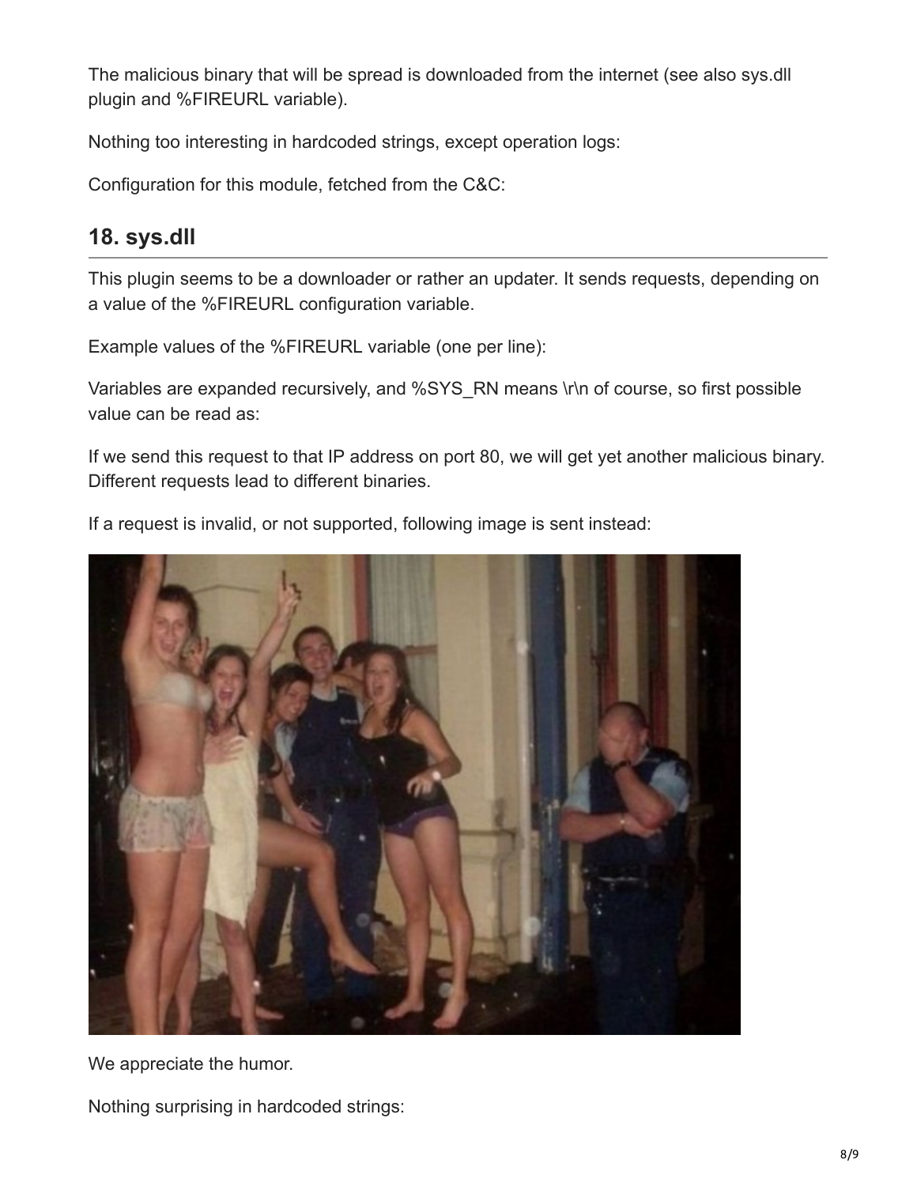The malicious binary that will be spread is downloaded from the internet (see also sys.dll plugin and %FIREURL variable).

Nothing too interesting in hardcoded strings, except operation logs:

Configuration for this module, fetched from the C&C:

## 18. sys.dll

This plugin seems to be a downloader or rather an updater. It sends requests, depending on a value of the %FIREURL configuration variable.

Example values of the %FIREURL variable (one per line):

Variables are expanded recursively, and %SYS_RN means \r\n of course, so first possible value can be read as:

If we send this request to that IP address on port 80, we will get yet another malicious binary. Different requests lead to different binaries.

If a request is invalid, or not supported, following image is sent instead:

We appreciate the humor.

Nothing surprising in hardcoded strings: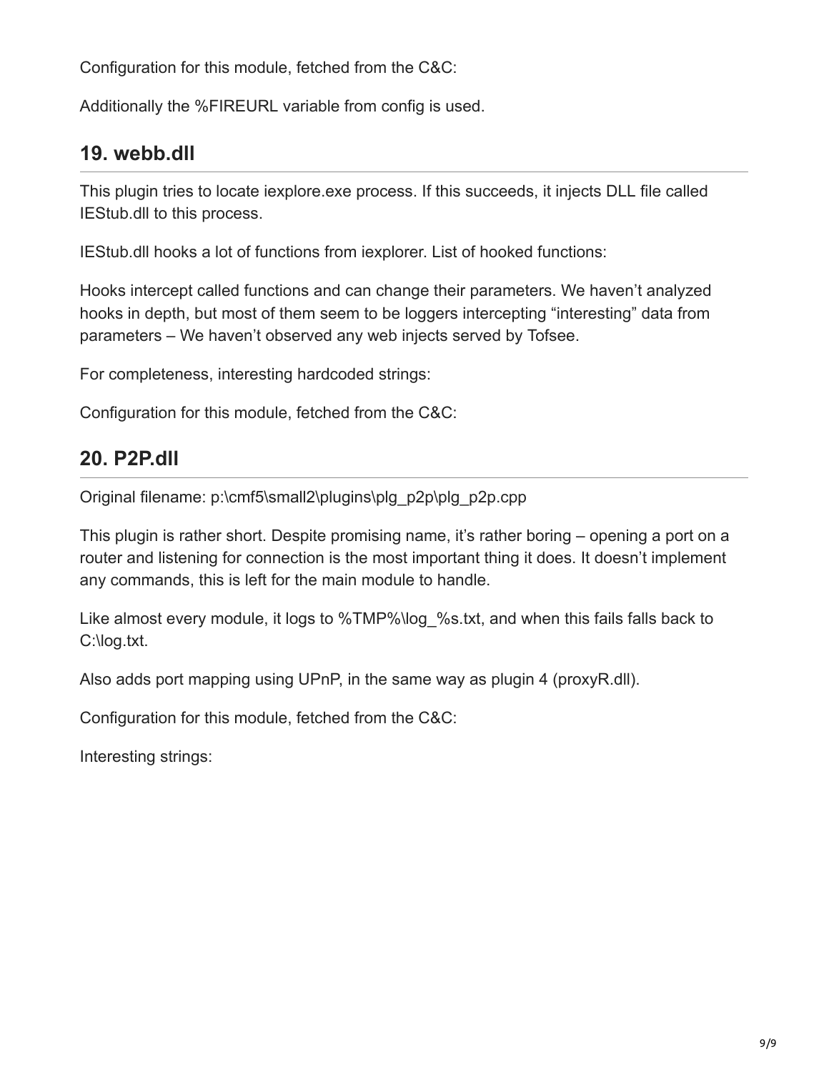Configuration for this module, fetched from the C&C:

Additionally the %FIREURL variable from config is used.

## 19. webb.dll

This plugin tries to locate iexplore.exe process. If this succeeds, it injects DLL file called IEStub.dll to this process.

IEStub.dll hooks a lot of functions from iexplorer. List of hooked functions:

Hooks intercept called functions and can change their parameters. We haven't analyzed hooks in depth, but most of them seem to be loggers intercepting "interesting" data from parameters – We haven't observed any web injects served by Tofsee.

For completeness, interesting hardcoded strings:

Configuration for this module, fetched from the C&C:

## 20. P2P.dll

Original filename: p:\cmf5\small2\plugins\plg_p2p\plg_p2p.cpp

This plugin is rather short. Despite promising name, it's rather boring – opening a port on a router and listening for connection is the most important thing it does. It doesn't implement any commands, this is left for the main module to handle.

Like almost every module, it logs to %TMP%\log_%s.txt, and when this fails falls back to C:\log.txt.

Also adds port mapping using UPnP, in the same way as plugin 4 (proxyR.dll).

Configuration for this module, fetched from the C&C:

Interesting strings: